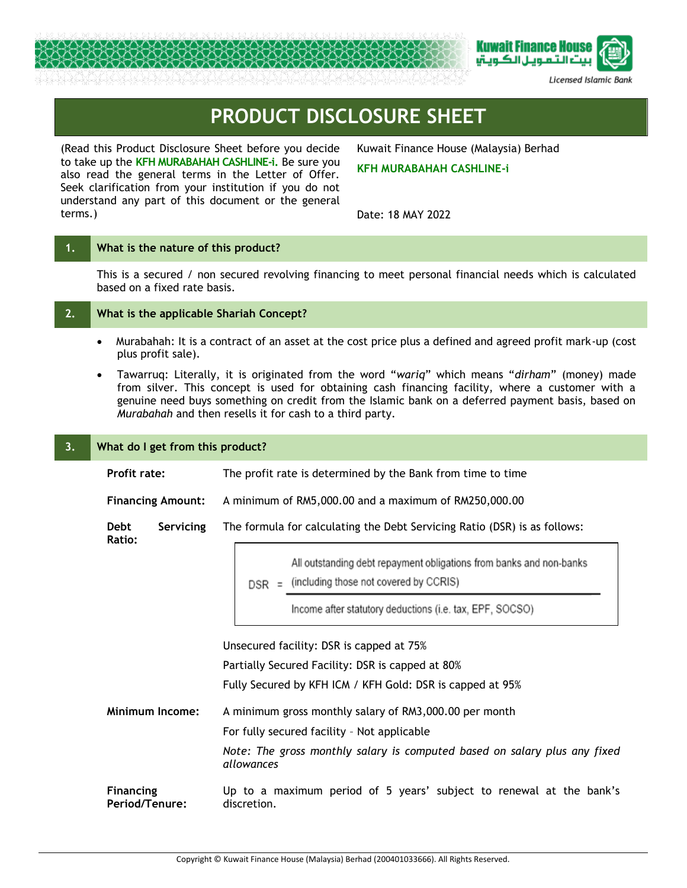# PRODUCT DISCLOSURE SHEET

(Read this Product Disclosure Sheet before you decide to take up the **KFH MURABAHAH CASHLINE-i.** Be sure you also read the general terms in the Letter of Offer. Seek clarification from your institution if you do not understand any part of this document or the general terms.)

Kuwait Finance House (Malaysia) Berhad

**KFH MURABAHAH CASHLINE-i**

Date: 18 MAY 2022

## 1. What is the nature of this product?

This is a secured / non secured revolving financing to meet personal financial needs which is calculated based on a fixed rate basis.

## 2. What is the applicable Shariah Concept?

- Murabahah: It is a contract of an asset at the cost price plus a defined and agreed profit mark-up (cost plus profit sale).
- Tawarruq: Literally, it is originated from the word "*wariq*" which means "*dirham*" (money) made from silver. This concept is used for obtaining cash financing facility, where a customer with a genuine need buys something on credit from the Islamic bank on a deferred payment basis, based on *Murabahah* and then resells it for cash to a third party.

## 3. What do I get from this product?

**Profit rate:** The profit rate is determined by the Bank from time to time

**Financing Amount:** A minimum of RM5,000.00 and a maximum of RM250,000.00

**Debt Servicing Ratio:** The formula for calculating the Debt Servicing Ratio (DSR) is as follows:

$$DSR = \frac{\text{All outstanding debt repayment obligations from banks and non-banks (including those not covered by CCRIS)}}{\text{Income after statutory deductions (i.e. tax, EPF, SOCSO)}}$$

Unsecured facility: DSR is capped at 75%

Partially Secured Facility: DSR is capped at 80%

Fully Secured by KFH ICM / KFH Gold: DSR is capped at 95%

**Minimum Income:** A minimum gross monthly salary of RM3,000.00 per month

For fully secured facility – Not applicable

*Note: The gross monthly salary is computed based on salary plus any fixed allowances*

**Financing Period/Tenure:** Up to a maximum period of 5 years' subject to renewal at the bank's discretion.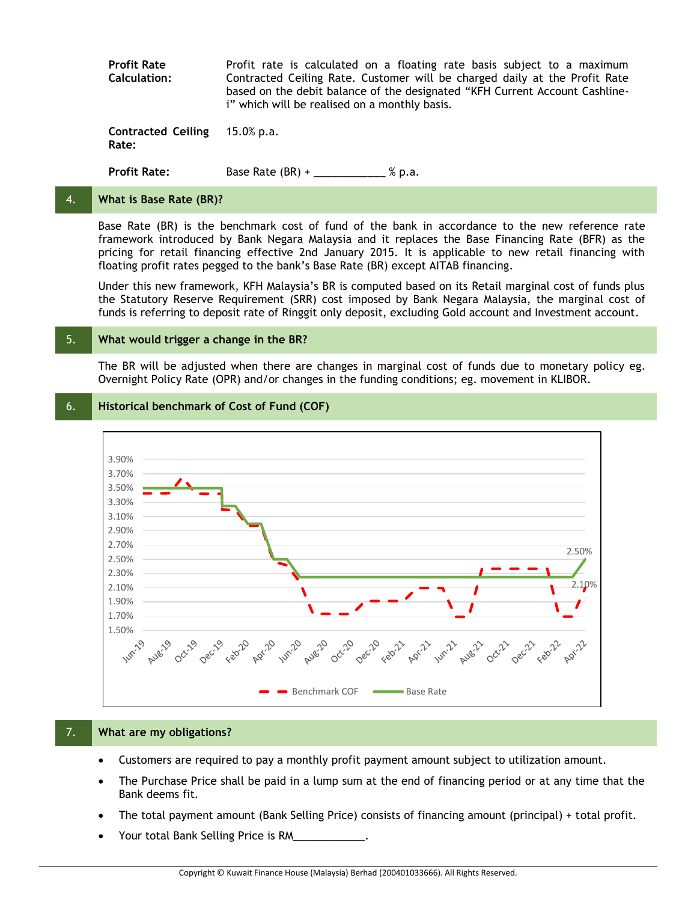| | |
|---|---|
| **Profit Rate Calculation:** | Profit rate is calculated on a floating rate basis subject to a maximum Contracted Ceiling Rate. Customer will be charged daily at the Profit Rate based on the debit balance of the designated "KFH Current Account Cashline-i" which will be realised on a monthly basis. |
| **Contracted Ceiling Rate:** | 15.0% p.a. |
| **Profit Rate:** | Base Rate (BR) + ____________ % p.a. |

## 4. What is Base Rate (BR)?

Base Rate (BR) is the benchmark cost of fund of the bank in accordance to the new reference rate framework introduced by Bank Negara Malaysia and it replaces the Base Financing Rate (BFR) as the pricing for retail financing effective 2nd January 2015. It is applicable to new retail financing with floating profit rates pegged to the bank's Base Rate (BR) except AITAB financing.

Under this new framework, KFH Malaysia's BR is computed based on its Retail marginal cost of funds plus the Statutory Reserve Requirement (SRR) cost imposed by Bank Negara Malaysia, the marginal cost of funds is referring to deposit rate of Ringgit only deposit, excluding Gold account and Investment account.

## 5. What would trigger a change in the BR?

The BR will be adjusted when there are changes in marginal cost of funds due to monetary policy eg. Overnight Policy Rate (OPR) and/or changes in the funding conditions; eg. movement in KLIBOR.

## 6. Historical benchmark of Cost of Fund (COF)

Chart: Benchmark COF and Base Rate, Jun-19 to Apr-22 (latest values: Base Rate 2.50%, Benchmark COF 2.10%)

## 7. What are my obligations?

- Customers are required to pay a monthly profit payment amount subject to utilization amount.
- The Purchase Price shall be paid in a lump sum at the end of financing period or at any time that the Bank deems fit.
- The total payment amount (Bank Selling Price) consists of financing amount (principal) + total profit.
- Your total Bank Selling Price is RM____________.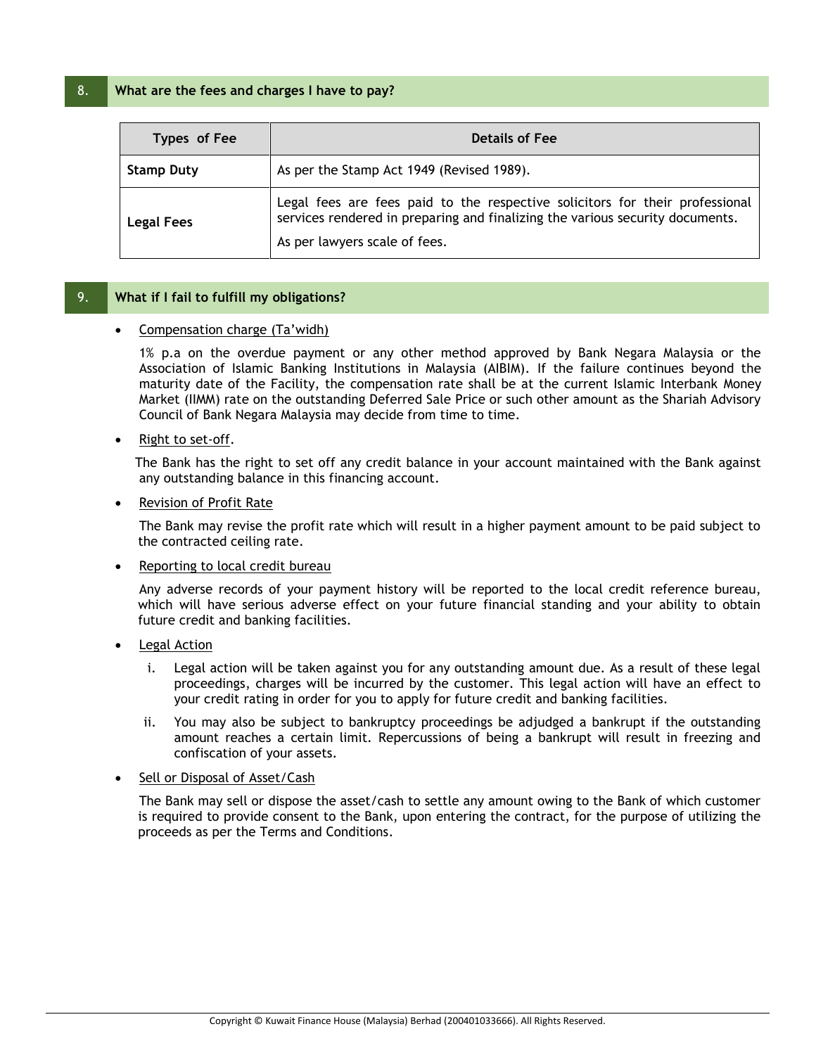## 8. What are the fees and charges I have to pay?

| Types of Fee | Details of Fee |
|---|---|
| **Stamp Duty** | As per the Stamp Act 1949 (Revised 1989). |
| **Legal Fees** | Legal fees are fees paid to the respective solicitors for their professional services rendered in preparing and finalizing the various security documents.<br><br>As per lawyers scale of fees. |

## 9. What if I fail to fulfill my obligations?

- Compensation charge (Ta'widh)

  1% p.a on the overdue payment or any other method approved by Bank Negara Malaysia or the Association of Islamic Banking Institutions in Malaysia (AIBIM). If the failure continues beyond the maturity date of the Facility, the compensation rate shall be at the current Islamic Interbank Money Market (IIMM) rate on the outstanding Deferred Sale Price or such other amount as the Shariah Advisory Council of Bank Negara Malaysia may decide from time to time.

- Right to set-off.

  The Bank has the right to set off any credit balance in your account maintained with the Bank against any outstanding balance in this financing account.

- Revision of Profit Rate

  The Bank may revise the profit rate which will result in a higher payment amount to be paid subject to the contracted ceiling rate.

- Reporting to local credit bureau

  Any adverse records of your payment history will be reported to the local credit reference bureau, which will have serious adverse effect on your future financial standing and your ability to obtain future credit and banking facilities.

- Legal Action

  i. Legal action will be taken against you for any outstanding amount due. As a result of these legal proceedings, charges will be incurred by the customer. This legal action will have an effect to your credit rating in order for you to apply for future credit and banking facilities.

  ii. You may also be subject to bankruptcy proceedings be adjudged a bankrupt if the outstanding amount reaches a certain limit. Repercussions of being a bankrupt will result in freezing and confiscation of your assets.

- Sell or Disposal of Asset/Cash

  The Bank may sell or dispose the asset/cash to settle any amount owing to the Bank of which customer is required to provide consent to the Bank, upon entering the contract, for the purpose of utilizing the proceeds as per the Terms and Conditions.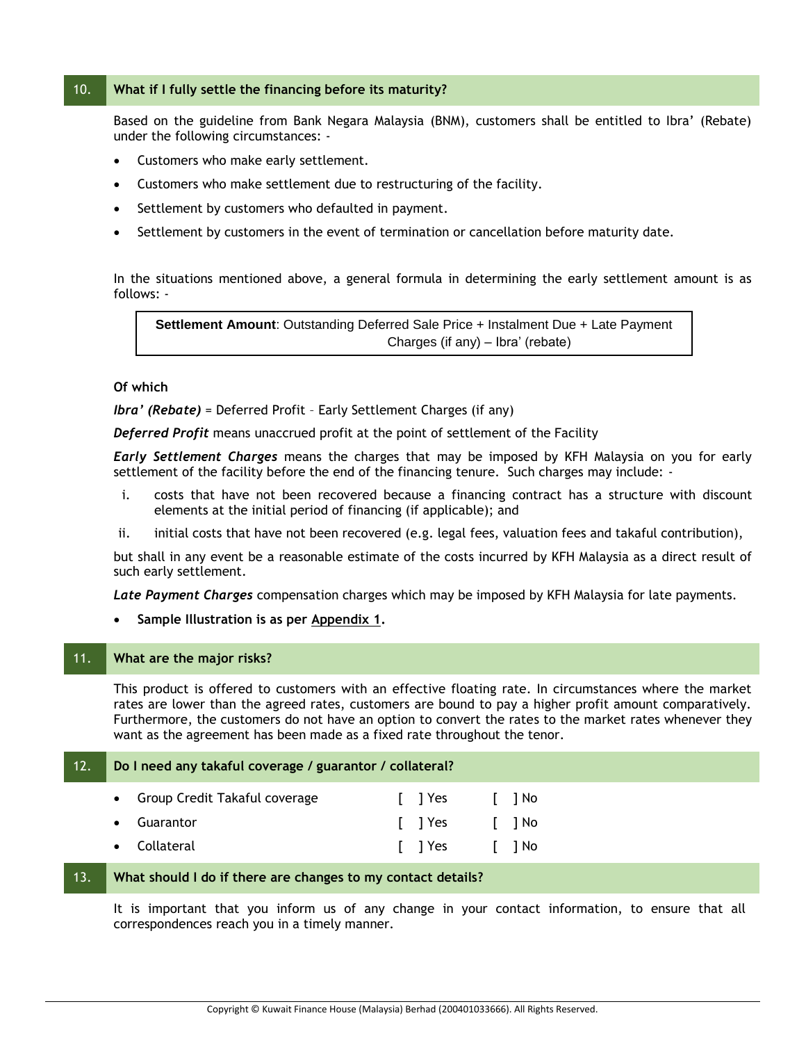## 10. What if I fully settle the financing before its maturity?

Based on the guideline from Bank Negara Malaysia (BNM), customers shall be entitled to Ibra' (Rebate) under the following circumstances: -

- Customers who make early settlement.
- Customers who make settlement due to restructuring of the facility.
- Settlement by customers who defaulted in payment.
- Settlement by customers in the event of termination or cancellation before maturity date.

In the situations mentioned above, a general formula in determining the early settlement amount is as follows: -

| **Settlement Amount**: Outstanding Deferred Sale Price + Instalment Due + Late Payment Charges (if any) – Ibra' (rebate) |
|---|

**Of which**

***Ibra' (Rebate)*** = Deferred Profit – Early Settlement Charges (if any)

***Deferred Profit*** means unaccrued profit at the point of settlement of the Facility

***Early Settlement Charges*** means the charges that may be imposed by KFH Malaysia on you for early settlement of the facility before the end of the financing tenure. Such charges may include: -

i. costs that have not been recovered because a financing contract has a structure with discount elements at the initial period of financing (if applicable); and

ii. initial costs that have not been recovered (e.g. legal fees, valuation fees and takaful contribution),

but shall in any event be a reasonable estimate of the costs incurred by KFH Malaysia as a direct result of such early settlement.

***Late Payment Charges*** compensation charges which may be imposed by KFH Malaysia for late payments.

- **Sample Illustration is as per Appendix 1.**

## 11. What are the major risks?

This product is offered to customers with an effective floating rate. In circumstances where the market rates are lower than the agreed rates, customers are bound to pay a higher profit amount comparatively. Furthermore, the customers do not have an option to convert the rates to the market rates whenever they want as the agreement has been made as a fixed rate throughout the tenor.

## 12. Do I need any takaful coverage / guarantor / collateral?

- Group Credit Takaful coverage [ ] Yes [ ] No
- Guarantor [ ] Yes [ ] No
- Collateral [ ] Yes [ ] No

## 13. What should I do if there are changes to my contact details?

It is important that you inform us of any change in your contact information, to ensure that all correspondences reach you in a timely manner.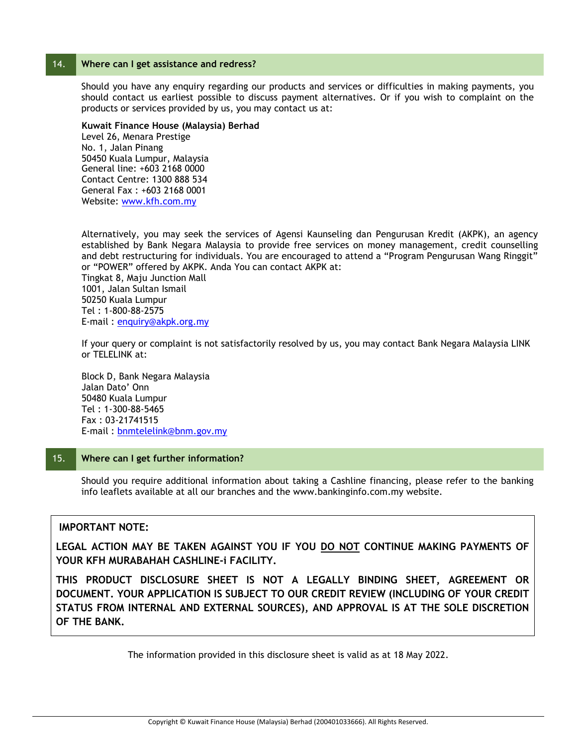## 14. Where can I get assistance and redress?

Should you have any enquiry regarding our products and services or difficulties in making payments, you should contact us earliest possible to discuss payment alternatives. Or if you wish to complaint on the products or services provided by us, you may contact us at:

**Kuwait Finance House (Malaysia) Berhad**
Level 26, Menara Prestige
No. 1, Jalan Pinang
50450 Kuala Lumpur, Malaysia
General line: +603 2168 0000
Contact Centre: 1300 888 534
General Fax : +603 2168 0001
Website: www.kfh.com.my

Alternatively, you may seek the services of Agensi Kaunseling dan Pengurusan Kredit (AKPK), an agency established by Bank Negara Malaysia to provide free services on money management, credit counselling and debt restructuring for individuals. You are encouraged to attend a "Program Pengurusan Wang Ringgit" or "POWER" offered by AKPK. Anda You can contact AKPK at:
Tingkat 8, Maju Junction Mall
1001, Jalan Sultan Ismail
50250 Kuala Lumpur
Tel : 1-800-88-2575
E-mail : enquiry@akpk.org.my

If your query or complaint is not satisfactorily resolved by us, you may contact Bank Negara Malaysia LINK or TELELINK at:

Block D, Bank Negara Malaysia
Jalan Dato' Onn
50480 Kuala Lumpur
Tel : 1-300-88-5465
Fax : 03-21741515
E-mail : bnmtelelink@bnm.gov.my

## 15. Where can I get further information?

Should you require additional information about taking a Cashline financing, please refer to the banking info leaflets available at all our branches and the www.bankinginfo.com.my website.

**IMPORTANT NOTE:**

**LEGAL ACTION MAY BE TAKEN AGAINST YOU IF YOU <u>DO NOT</u> CONTINUE MAKING PAYMENTS OF YOUR KFH MURABAHAH CASHLINE-i FACILITY.**

**THIS PRODUCT DISCLOSURE SHEET IS NOT A LEGALLY BINDING SHEET, AGREEMENT OR DOCUMENT. YOUR APPLICATION IS SUBJECT TO OUR CREDIT REVIEW (INCLUDING OF YOUR CREDIT STATUS FROM INTERNAL AND EXTERNAL SOURCES), AND APPROVAL IS AT THE SOLE DISCRETION OF THE BANK.**

The information provided in this disclosure sheet is valid as at 18 May 2022.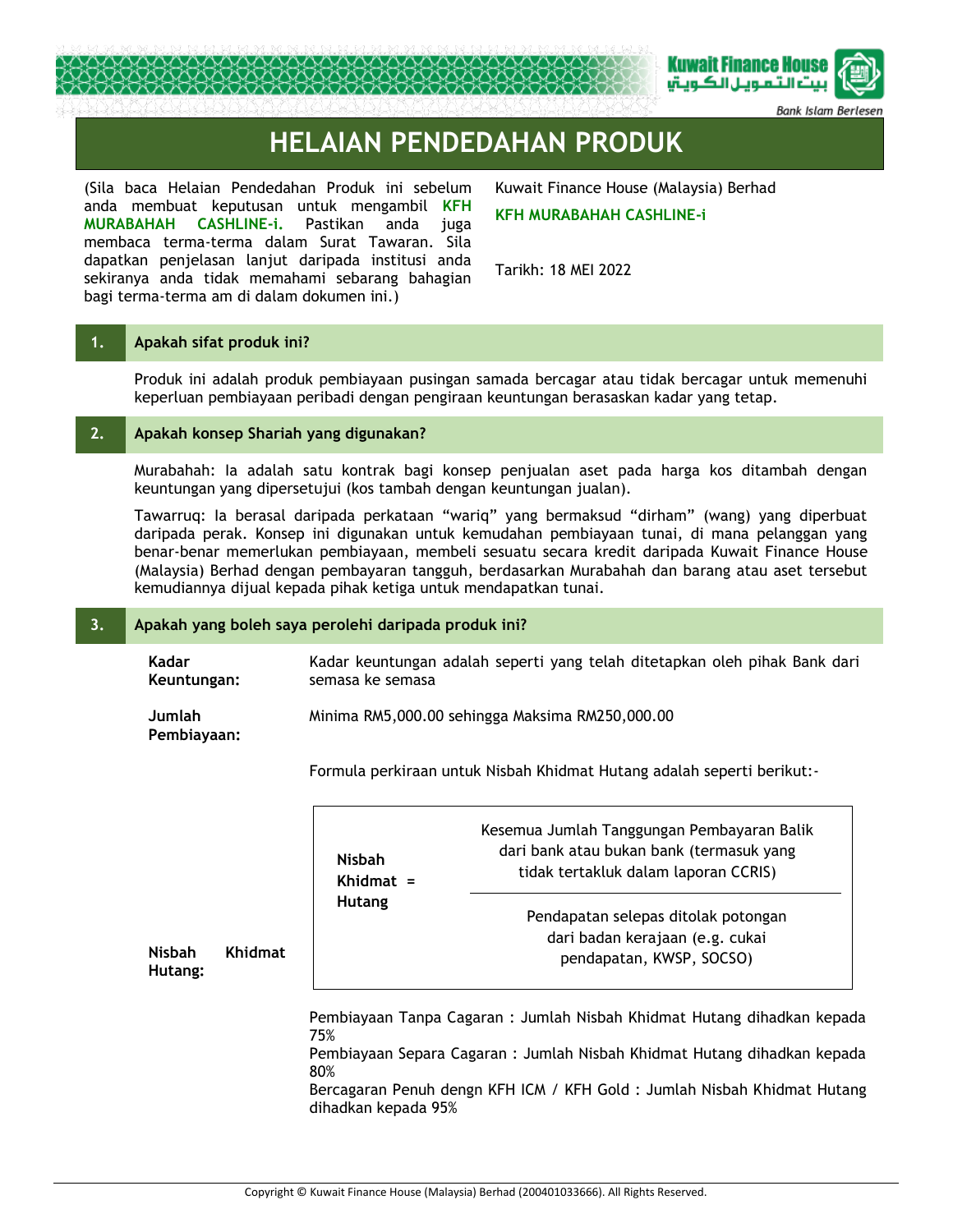# HELAIAN PENDEDAHAN PRODUK

(Sila baca Helaian Pendedahan Produk ini sebelum anda membuat keputusan untuk mengambil **KFH MURABAHAH CASHLINE-i.** Pastikan anda juga membaca terma-terma dalam Surat Tawaran. Sila dapatkan penjelasan lanjut daripada institusi anda sekiranya anda tidak memahami sebarang bahagian bagi terma-terma am di dalam dokumen ini.)

Kuwait Finance House (Malaysia) Berhad

**KFH MURABAHAH CASHLINE-i**

Tarikh: 18 MEI 2022

## 1. Apakah sifat produk ini?

Produk ini adalah produk pembiayaan pusingan samada bercagar atau tidak bercagar untuk memenuhi keperluan pembiayaan peribadi dengan pengiraan keuntungan berasaskan kadar yang tetap.

## 2. Apakah konsep Shariah yang digunakan?

Murabahah: Ia adalah satu kontrak bagi konsep penjualan aset pada harga kos ditambah dengan keuntungan yang dipersetujui (kos tambah dengan keuntungan jualan).

Tawarruq: Ia berasal daripada perkataan "wariq" yang bermaksud "dirham" (wang) yang diperbuat daripada perak. Konsep ini digunakan untuk kemudahan pembiayaan tunai, di mana pelanggan yang benar-benar memerlukan pembiayaan, membeli sesuatu secara kredit daripada Kuwait Finance House (Malaysia) Berhad dengan pembayaran tangguh, berdasarkan Murabahah dan barang atau aset tersebut kemudiannya dijual kepada pihak ketiga untuk mendapatkan tunai.

## 3. Apakah yang boleh saya perolehi daripada produk ini?

**Kadar Keuntungan:** Kadar keuntungan adalah seperti yang telah ditetapkan oleh pihak Bank dari semasa ke semasa

**Jumlah Pembiayaan:** Minima RM5,000.00 sehingga Maksima RM250,000.00

**Nisbah Khidmat Hutang:**

Formula perkiraan untuk Nisbah Khidmat Hutang adalah seperti berikut:-

$$\textbf{Nisbah Khidmat Hutang} = \frac{\text{Kesemua Jumlah Tanggungan Pembayaran Balik dari bank atau bukan bank (termasuk yang tidak tertakluk dalam laporan CCRIS)}}{\text{Pendapatan selepas ditolak potongan dari badan kerajaan (e.g. cukai pendapatan, KWSP, SOCSO)}}$$

Pembiayaan Tanpa Cagaran : Jumlah Nisbah Khidmat Hutang dihadkan kepada 75%
Pembiayaan Separa Cagaran : Jumlah Nisbah Khidmat Hutang dihadkan kepada 80%
Bercagaran Penuh dengn KFH ICM / KFH Gold : Jumlah Nisbah Khidmat Hutang dihadkan kepada 95%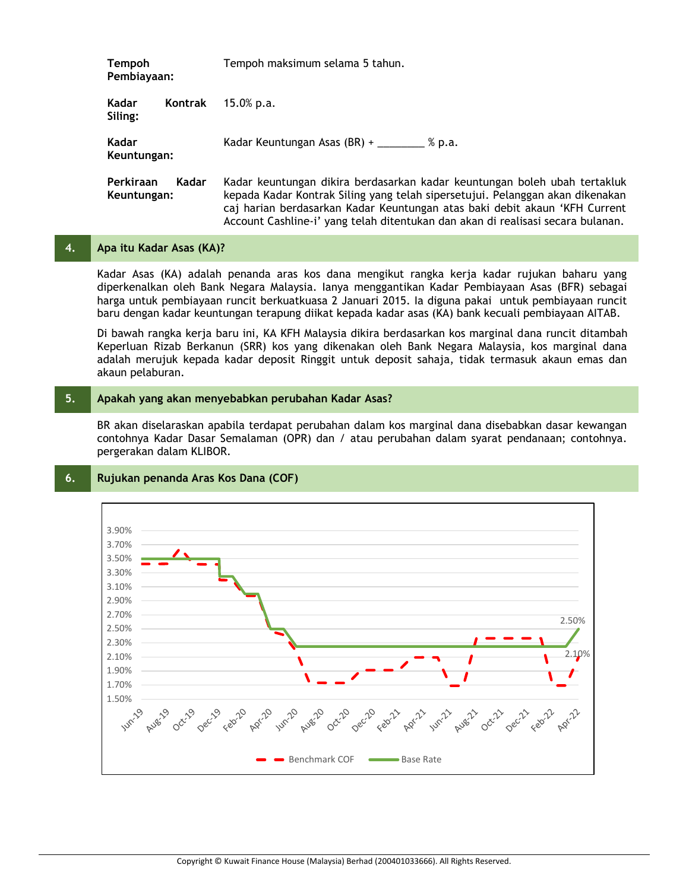| | |
|---|---|
| **Tempoh Pembiayaan:** | Tempoh maksimum selama 5 tahun. |
| **Kadar Kontrak Siling:** | 15.0% p.a. |
| **Kadar Keuntungan:** | Kadar Keuntungan Asas (BR) + ________ % p.a. |
| **Perkiraan Kadar Keuntungan:** | Kadar keuntungan dikira berdasarkan kadar keuntungan boleh ubah tertakluk kepada Kadar Kontrak Siling yang telah sipersetujui. Pelanggan akan dikenakan caj harian berdasarkan Kadar Keuntungan atas baki debit akaun 'KFH Current Account Cashline-i' yang telah ditentukan dan akan di realisasi secara bulanan. |

## 4. Apa itu Kadar Asas (KA)?

Kadar Asas (KA) adalah penanda aras kos dana mengikut rangka kerja kadar rujukan baharu yang diperkenalkan oleh Bank Negara Malaysia. Ianya menggantikan Kadar Pembiayaan Asas (BFR) sebagai harga untuk pembiayaan runcit berkuatkuasa 2 Januari 2015. Ia diguna pakai untuk pembiayaan runcit baru dengan kadar keuntungan terapung diikat kepada kadar asas (KA) bank kecuali pembiayaan AITAB.

Di bawah rangka kerja baru ini, KA KFH Malaysia dikira berdasarkan kos marginal dana runcit ditambah Keperluan Rizab Berkanun (SRR) kos yang dikenakan oleh Bank Negara Malaysia, kos marginal dana adalah merujuk kepada kadar deposit Ringgit untuk deposit sahaja, tidak termasuk akaun emas dan akaun pelaburan.

## 5. Apakah yang akan menyebabkan perubahan Kadar Asas?

BR akan diselaraskan apabila terdapat perubahan dalam kos marginal dana disebabkan dasar kewangan contohnya Kadar Dasar Semalaman (OPR) dan / atau perubahan dalam syarat pendanaan; contohnya. pergerakan dalam KLIBOR.

## 6. Rujukan penanda Aras Kos Dana (COF)

3.90%
3.70%
3.50%
3.30%
3.10%
2.90%
2.70%
2.50%
2.30%
2.10%
1.90%
1.70%
1.50%

Jun-19, Aug-19, Oct-19, Dec-19, Feb-20, Apr-20, Jun-20, Aug-20, Oct-20, Dec-20, Feb-21, Apr-21, Jun-21, Aug-21, Oct-21, Dec-21, Feb-22, Apr-22

2.50%
2.10%

Benchmark COF — Base Rate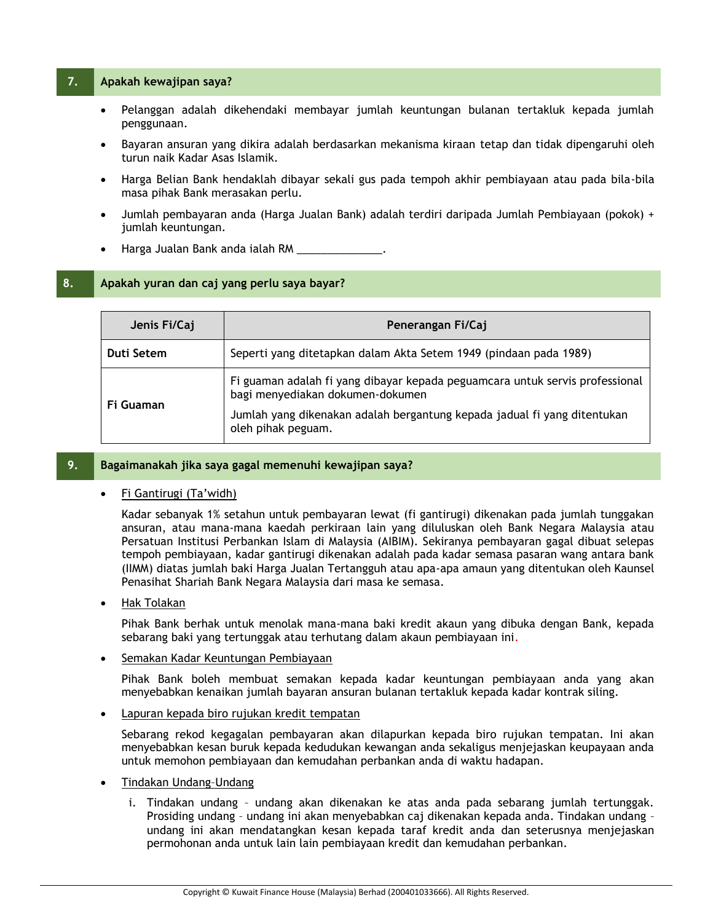## 7. Apakah kewajipan saya?

- Pelanggan adalah dikehendaki membayar jumlah keuntungan bulanan tertakluk kepada jumlah penggunaan.
- Bayaran ansuran yang dikira adalah berdasarkan mekanisma kiraan tetap dan tidak dipengaruhi oleh turun naik Kadar Asas Islamik.
- Harga Belian Bank hendaklah dibayar sekali gus pada tempoh akhir pembiayaan atau pada bila-bila masa pihak Bank merasakan perlu.
- Jumlah pembayaran anda (Harga Jualan Bank) adalah terdiri daripada Jumlah Pembiayaan (pokok) + jumlah keuntungan.
- Harga Jualan Bank anda ialah RM ______________.

## 8. Apakah yuran dan caj yang perlu saya bayar?

| Jenis Fi/Caj | Penerangan Fi/Caj |
|---|---|
| **Duti Setem** | Seperti yang ditetapkan dalam Akta Setem 1949 (pindaan pada 1989) |
| **Fi Guaman** | Fi guaman adalah fi yang dibayar kepada peguamcara untuk servis professional bagi menyediakan dokumen-dokumen<br>Jumlah yang dikenakan adalah bergantung kepada jadual fi yang ditentukan oleh pihak peguam. |

## 9. Bagaimanakah jika saya gagal memenuhi kewajipan saya?

- Fi Gantirugi (Ta'widh)

  Kadar sebanyak 1% setahun untuk pembayaran lewat (fi gantirugi) dikenakan pada jumlah tunggakan ansuran, atau mana-mana kaedah perkiraan lain yang diluluskan oleh Bank Negara Malaysia atau Persatuan Institusi Perbankan Islam di Malaysia (AIBIM). Sekiranya pembayaran gagal dibuat selepas tempoh pembiayaan, kadar gantirugi dikenakan adalah pada kadar semasa pasaran wang antara bank (IIMM) diatas jumlah baki Harga Jualan Tertangguh atau apa-apa amaun yang ditentukan oleh Kaunsel Penasihat Shariah Bank Negara Malaysia dari masa ke semasa.

- Hak Tolakan

  Pihak Bank berhak untuk menolak mana-mana baki kredit akaun yang dibuka dengan Bank, kepada sebarang baki yang tertunggak atau terhutang dalam akaun pembiayaan ini.

- Semakan Kadar Keuntungan Pembiayaan

  Pihak Bank boleh membuat semakan kepada kadar keuntungan pembiayaan anda yang akan menyebabkan kenaikan jumlah bayaran ansuran bulanan tertakluk kepada kadar kontrak siling.

- Lapuran kepada biro rujukan kredit tempatan

  Sebarang rekod kegagalan pembayaran akan dilapurkan kepada biro rujukan tempatan. Ini akan menyebabkan kesan buruk kepada kedudukan kewangan anda sekaligus menjejaskan keupayaan anda untuk memohon pembiayaan dan kemudahan perbankan anda di waktu hadapan.

- Tindakan Undang-Undang

  i. Tindakan undang – undang akan dikenakan ke atas anda pada sebarang jumlah tertunggak. Prosiding undang – undang ini akan menyebabkan caj dikenakan kepada anda. Tindakan undang – undang ini akan mendatangkan kesan kepada taraf kredit anda dan seterusnya menjejaskan permohonan anda untuk lain lain pembiayaan kredit dan kemudahan perbankan.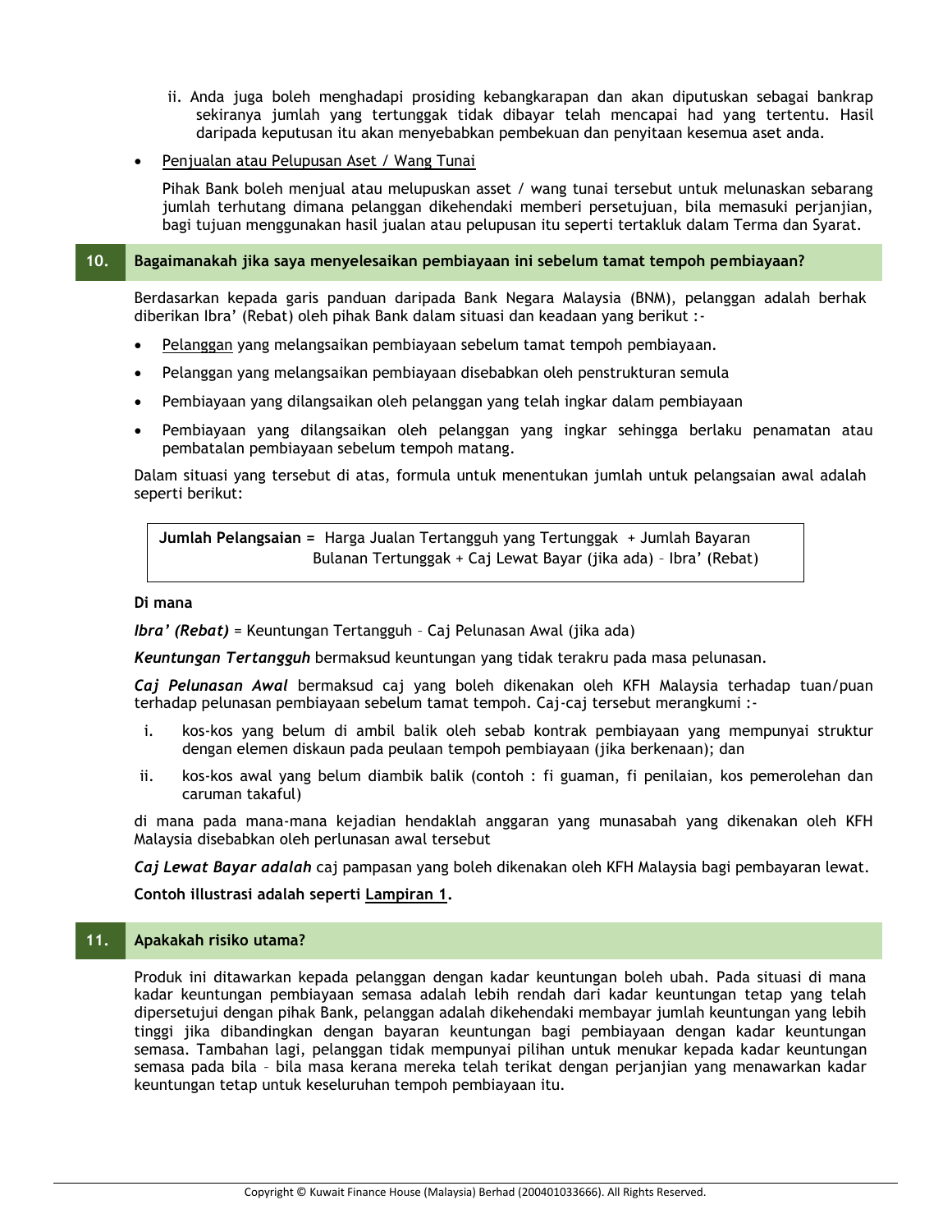ii. Anda juga boleh menghadapi prosiding kebangkarapan dan akan diputuskan sebagai bankrap sekiranya jumlah yang tertunggak tidak dibayar telah mencapai had yang tertentu. Hasil daripada keputusan itu akan menyebabkan pembekuan dan penyitaan kesemua aset anda.

- Penjualan atau Pelupusan Aset / Wang Tunai

  Pihak Bank boleh menjual atau melupuskan asset / wang tunai tersebut untuk melunaskan sebarang jumlah terhutang dimana pelanggan dikehendaki memberi persetujuan, bila memasuki perjanjian, bagi tujuan menggunakan hasil jualan atau pelupusan itu seperti tertakluk dalam Terma dan Syarat.

## 10. Bagaimanakah jika saya menyelesaikan pembiayaan ini sebelum tamat tempoh pembiayaan?

Berdasarkan kepada garis panduan daripada Bank Negara Malaysia (BNM), pelanggan adalah berhak diberikan Ibra' (Rebat) oleh pihak Bank dalam situasi dan keadaan yang berikut :-

- Pelanggan yang melangsaikan pembiayaan sebelum tamat tempoh pembiayaan.
- Pelanggan yang melangsaikan pembiayaan disebabkan oleh penstrukturan semula
- Pembiayaan yang dilangsaikan oleh pelanggan yang telah ingkar dalam pembiayaan
- Pembiayaan yang dilangsaikan oleh pelanggan yang ingkar sehingga berlaku penamatan atau pembatalan pembiayaan sebelum tempoh matang.

Dalam situasi yang tersebut di atas, formula untuk menentukan jumlah untuk pelangsaian awal adalah seperti berikut:

| **Jumlah Pelangsaian =** Harga Jualan Tertangguh yang Tertunggak + Jumlah Bayaran Bulanan Tertunggak + Caj Lewat Bayar (jika ada) – Ibra' (Rebat) |
|---|

**Di mana**

***Ibra' (Rebat)*** = Keuntungan Tertangguh – Caj Pelunasan Awal (jika ada)

***Keuntungan Tertangguh*** bermaksud keuntungan yang tidak terakru pada masa pelunasan.

***Caj Pelunasan Awal*** bermaksud caj yang boleh dikenakan oleh KFH Malaysia terhadap tuan/puan terhadap pelunasan pembiayaan sebelum tamat tempoh. Caj-caj tersebut merangkumi :-

i. kos-kos yang belum di ambil balik oleh sebab kontrak pembiayaan yang mempunyai struktur dengan elemen diskaun pada peulaan tempoh pembiayaan (jika berkenaan); dan

ii. kos-kos awal yang belum diambik balik (contoh : fi guaman, fi penilaian, kos pemerolehan dan caruman takaful)

di mana pada mana-mana kejadian hendaklah anggaran yang munasabah yang dikenakan oleh KFH Malaysia disebabkan oleh perlunasan awal tersebut

***Caj Lewat Bayar adalah*** caj pampasan yang boleh dikenakan oleh KFH Malaysia bagi pembayaran lewat.

**Contoh illustrasi adalah seperti Lampiran 1.**

## 11. Apakakah risiko utama?

Produk ini ditawarkan kepada pelanggan dengan kadar keuntungan boleh ubah. Pada situasi di mana kadar keuntungan pembiayaan semasa adalah lebih rendah dari kadar keuntungan tetap yang telah dipersetujui dengan pihak Bank, pelanggan adalah dikehendaki membayar jumlah keuntungan yang lebih tinggi jika dibandingkan dengan bayaran keuntungan bagi pembiayaan dengan kadar keuntungan semasa. Tambahan lagi, pelanggan tidak mempunyai pilihan untuk menukar kepada kadar keuntungan semasa pada bila – bila masa kerana mereka telah terikat dengan perjanjian yang menawarkan kadar keuntungan tetap untuk keseluruhan tempoh pembiayaan itu.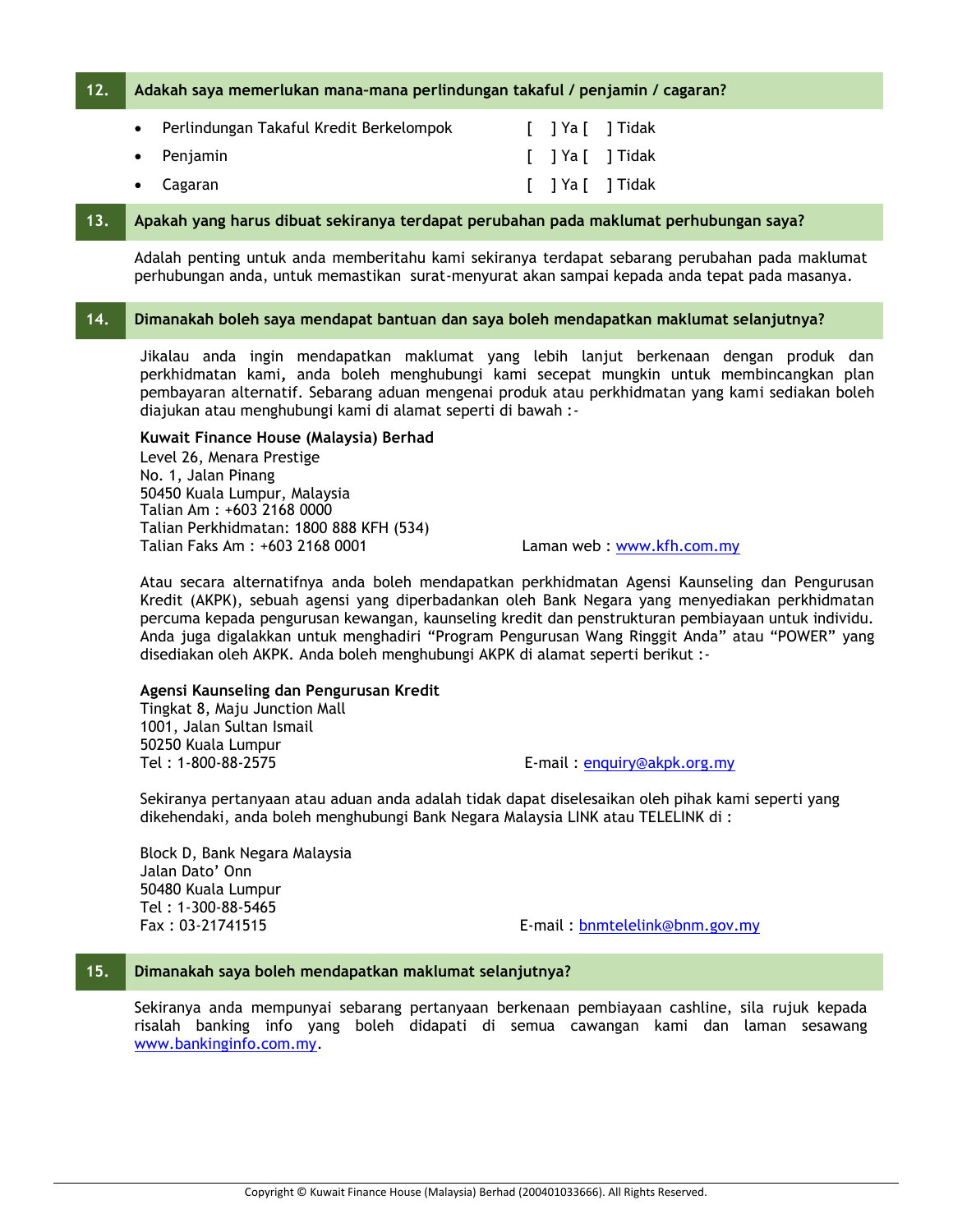## 12. Adakah saya memerlukan mana-mana perlindungan takaful / penjamin / cagaran?

- Perlindungan Takaful Kredit Berkelompok [ ] Ya [ ] Tidak
- Penjamin [ ] Ya [ ] Tidak
- Cagaran [ ] Ya [ ] Tidak

## 13. Apakah yang harus dibuat sekiranya terdapat perubahan pada maklumat perhubungan saya?

Adalah penting untuk anda memberitahu kami sekiranya terdapat sebarang perubahan pada maklumat perhubungan anda, untuk memastikan surat-menyurat akan sampai kepada anda tepat pada masanya.

## 14. Dimanakah boleh saya mendapat bantuan dan saya boleh mendapatkan maklumat selanjutnya?

Jikalau anda ingin mendapatkan maklumat yang lebih lanjut berkenaan dengan produk dan perkhidmatan kami, anda boleh menghubungi kami secepat mungkin untuk membincangkan plan pembayaran alternatif. Sebarang aduan mengenai produk atau perkhidmatan yang kami sediakan boleh diajukan atau menghubungi kami di alamat seperti di bawah :-

**Kuwait Finance House (Malaysia) Berhad**
Level 26, Menara Prestige
No. 1, Jalan Pinang
50450 Kuala Lumpur, Malaysia
Talian Am : +603 2168 0000
Talian Perkhidmatan: 1800 888 KFH (534)
Talian Faks Am : +603 2168 0001
Laman web : www.kfh.com.my

Atau secara alternatifnya anda boleh mendapatkan perkhidmatan Agensi Kaunseling dan Pengurusan Kredit (AKPK), sebuah agensi yang diperbadankan oleh Bank Negara yang menyediakan perkhidmatan percuma kepada pengurusan kewangan, kaunseling kredit dan penstrukturan pembiayaan untuk individu. Anda juga digalakkan untuk menghadiri "Program Pengurusan Wang Ringgit Anda" atau "POWER" yang disediakan oleh AKPK. Anda boleh menghubungi AKPK di alamat seperti berikut :-

**Agensi Kaunseling dan Pengurusan Kredit**
Tingkat 8, Maju Junction Mall
1001, Jalan Sultan Ismail
50250 Kuala Lumpur
Tel : 1-800-88-2575
E-mail : enquiry@akpk.org.my

Sekiranya pertanyaan atau aduan anda adalah tidak dapat diselesaikan oleh pihak kami seperti yang dikehendaki, anda boleh menghubungi Bank Negara Malaysia LINK atau TELELINK di :

Block D, Bank Negara Malaysia
Jalan Dato' Onn
50480 Kuala Lumpur
Tel : 1-300-88-5465
Fax : 03-21741515
E-mail : bnmtelelink@bnm.gov.my

## 15. Dimanakah saya boleh mendapatkan maklumat selanjutnya?

Sekiranya anda mempunyai sebarang pertanyaan berkenaan pembiayaan cashline, sila rujuk kepada risalah banking info yang boleh didapati di semua cawangan kami dan laman sesawang www.bankinginfo.com.my.

Copyright © Kuwait Finance House (Malaysia) Berhad (200401033666). All Rights Reserved.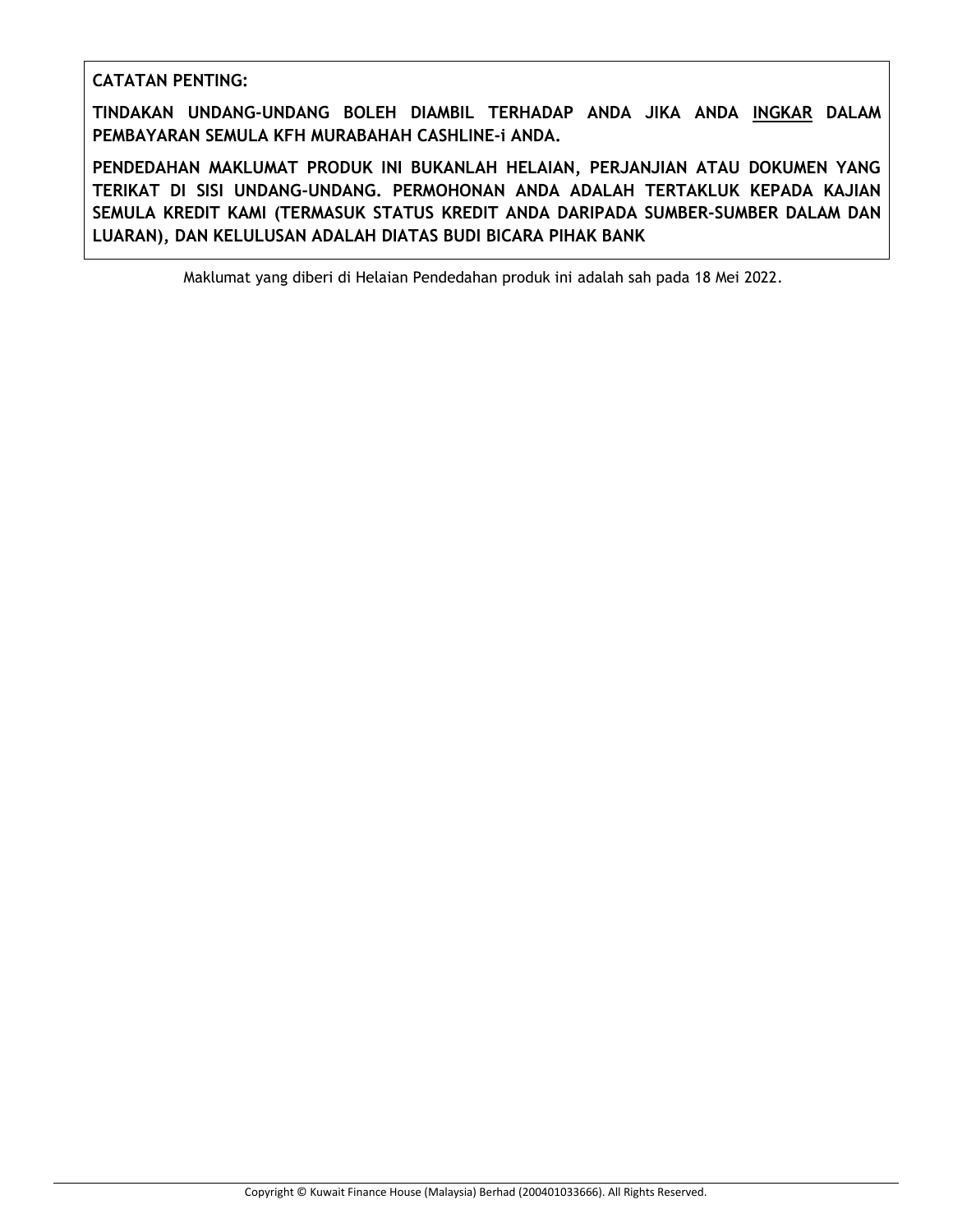**CATATAN PENTING:**

**TINDAKAN UNDANG-UNDANG BOLEH DIAMBIL TERHADAP ANDA JIKA ANDA <u>INGKAR</u> DALAM PEMBAYARAN SEMULA KFH MURABAHAH CASHLINE-i ANDA.**

**PENDEDAHAN MAKLUMAT PRODUK INI BUKANLAH HELAIAN, PERJANJIAN ATAU DOKUMEN YANG TERIKAT DI SISI UNDANG-UNDANG. PERMOHONAN ANDA ADALAH TERTAKLUK KEPADA KAJIAN SEMULA KREDIT KAMI (TERMASUK STATUS KREDIT ANDA DARIPADA SUMBER-SUMBER DALAM DAN LUARAN), DAN KELULUSAN ADALAH DIATAS BUDI BICARA PIHAK BANK**

Maklumat yang diberi di Helaian Pendedahan produk ini adalah sah pada 18 Mei 2022.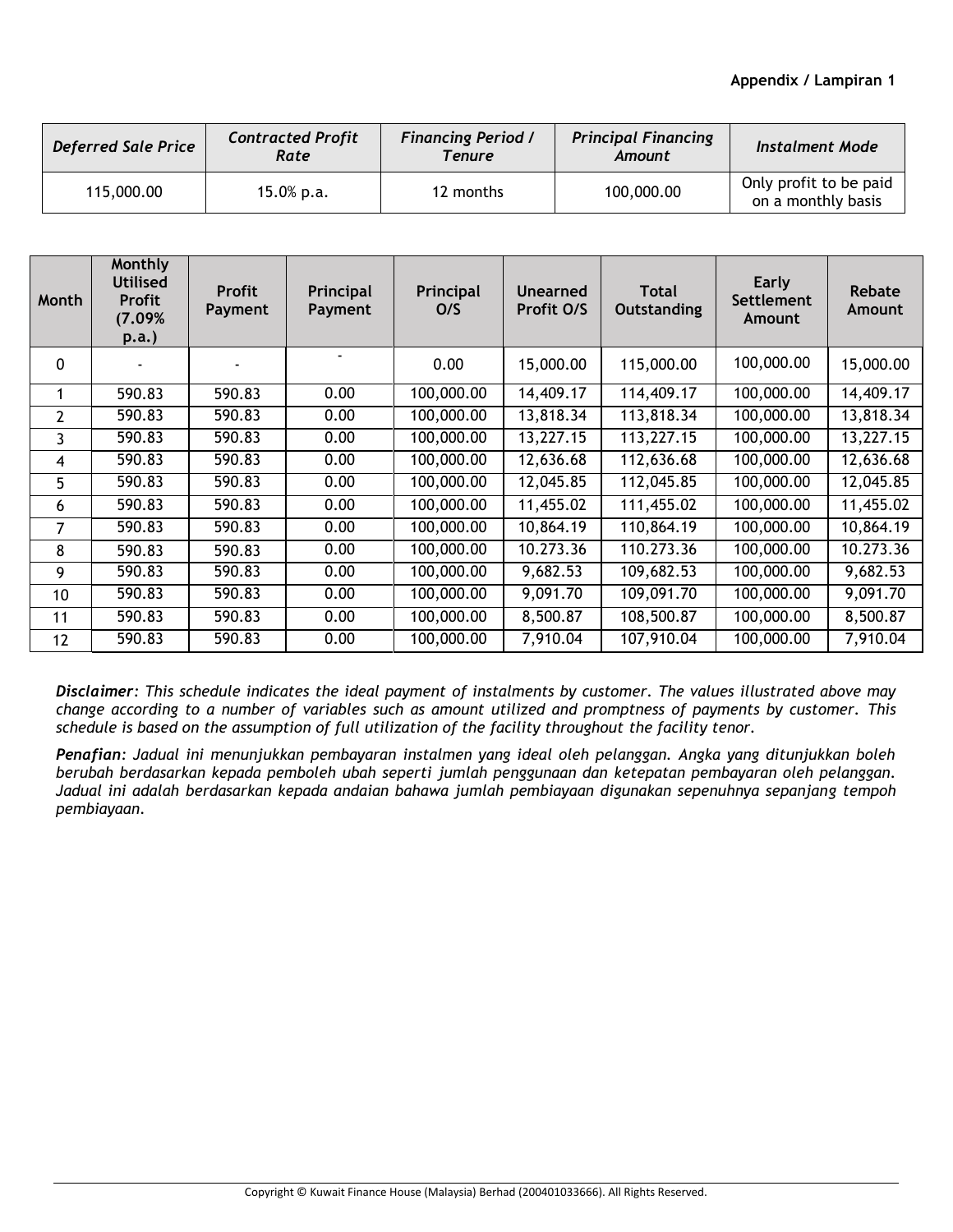**Appendix / Lampiran 1**

| *Deferred Sale Price* | *Contracted Profit Rate* | *Financing Period / Tenure* | *Principal Financing Amount* | *Instalment Mode* |
|---|---|---|---|---|
| 115,000.00 | 15.0% p.a. | 12 months | 100,000.00 | Only profit to be paid on a monthly basis |

| Month | Monthly Utilised Profit (7.09% p.a.) | Profit Payment | Principal Payment | Principal O/S | Unearned Profit O/S | Total Outstanding | Early Settlement Amount | Rebate Amount |
|---|---|---|---|---|---|---|---|---|
| 0 | - | - | - | 0.00 | 15,000.00 | 115,000.00 | 100,000.00 | 15,000.00 |
| 1 | 590.83 | 590.83 | 0.00 | 100,000.00 | 14,409.17 | 114,409.17 | 100,000.00 | 14,409.17 |
| 2 | 590.83 | 590.83 | 0.00 | 100,000.00 | 13,818.34 | 113,818.34 | 100,000.00 | 13,818.34 |
| 3 | 590.83 | 590.83 | 0.00 | 100,000.00 | 13,227.15 | 113,227.15 | 100,000.00 | 13,227.15 |
| 4 | 590.83 | 590.83 | 0.00 | 100,000.00 | 12,636.68 | 112,636.68 | 100,000.00 | 12,636.68 |
| 5 | 590.83 | 590.83 | 0.00 | 100,000.00 | 12,045.85 | 112,045.85 | 100,000.00 | 12,045.85 |
| 6 | 590.83 | 590.83 | 0.00 | 100,000.00 | 11,455.02 | 111,455.02 | 100,000.00 | 11,455.02 |
| 7 | 590.83 | 590.83 | 0.00 | 100,000.00 | 10,864.19 | 110,864.19 | 100,000.00 | 10,864.19 |
| 8 | 590.83 | 590.83 | 0.00 | 100,000.00 | 10.273.36 | 110.273.36 | 100,000.00 | 10.273.36 |
| 9 | 590.83 | 590.83 | 0.00 | 100,000.00 | 9,682.53 | 109,682.53 | 100,000.00 | 9,682.53 |
| 10 | 590.83 | 590.83 | 0.00 | 100,000.00 | 9,091.70 | 109,091.70 | 100,000.00 | 9,091.70 |
| 11 | 590.83 | 590.83 | 0.00 | 100,000.00 | 8,500.87 | 108,500.87 | 100,000.00 | 8,500.87 |
| 12 | 590.83 | 590.83 | 0.00 | 100,000.00 | 7,910.04 | 107,910.04 | 100,000.00 | 7,910.04 |

***Disclaimer**: This schedule indicates the ideal payment of instalments by customer. The values illustrated above may change according to a number of variables such as amount utilized and promptness of payments by customer. This schedule is based on the assumption of full utilization of the facility throughout the facility tenor.*

***Penafian**: Jadual ini menunjukkan pembayaran instalmen yang ideal oleh pelanggan. Angka yang ditunjukkan boleh berubah berdasarkan kepada pemboleh ubah seperti jumlah penggunaan dan ketepatan pembayaran oleh pelanggan. Jadual ini adalah berdasarkan kepada andaian bahawa jumlah pembiayaan digunakan sepenuhnya sepanjang tempoh pembiayaan.*